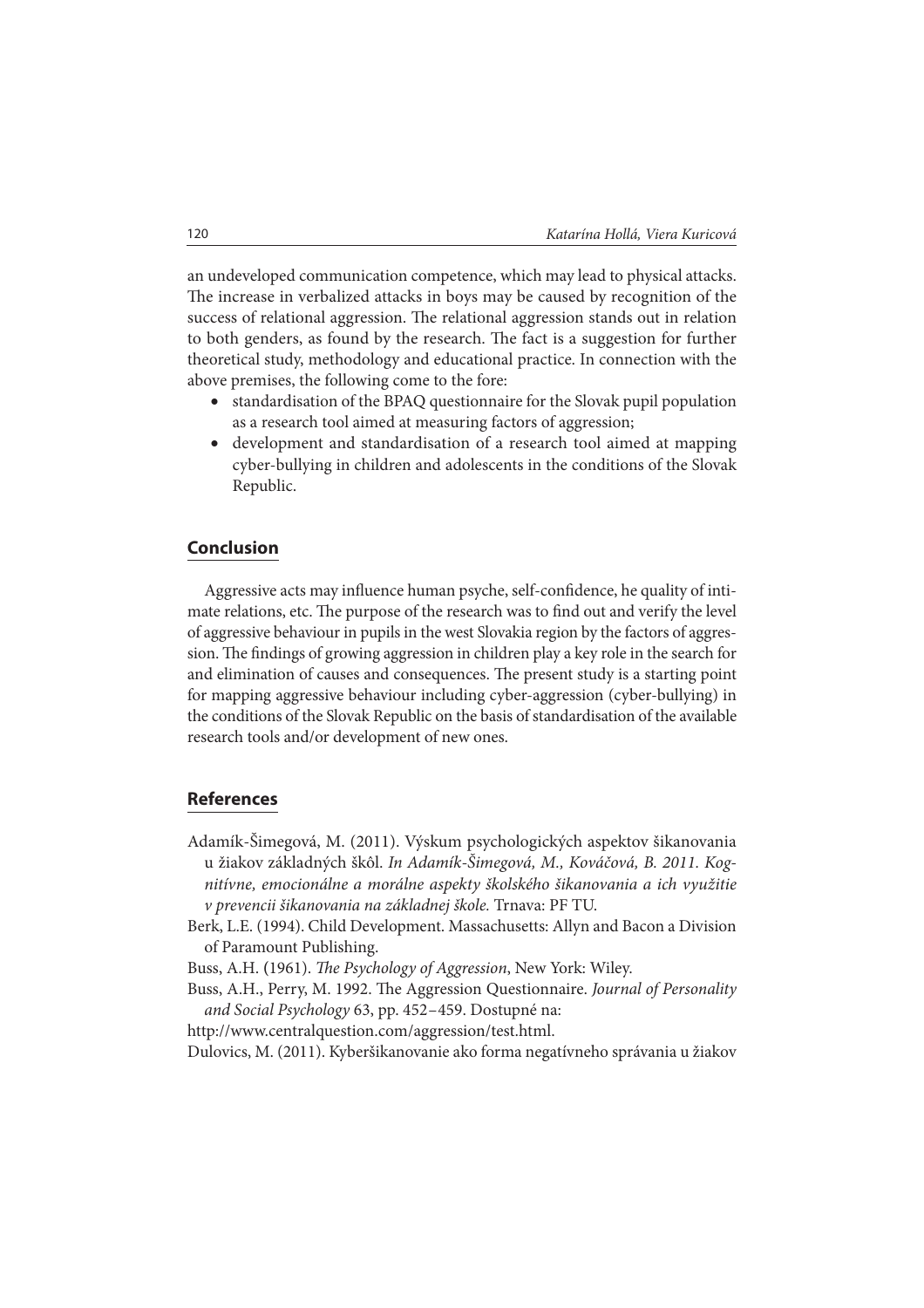an undeveloped communication competence, which may lead to physical attacks. The increase in verbalized attacks in boys may be caused by recognition of the success of relational aggression. The relational aggression stands out in relation to both genders, as found by the research. The fact is a suggestion for further theoretical study, methodology and educational practice. In connection with the above premises, the following come to the fore:

- standardisation of the BPAQ questionnaire for the Slovak pupil population as a research tool aimed at measuring factors of aggression;
- development and standardisation of a research tool aimed at mapping cyber-bullying in children and adolescents in the conditions of the Slovak Republic.

## Conclusion

Aggressive acts may influence human psyche, self-confidence, he quality of intimate relations, etc. The purpose of the research was to find out and verify the level of aggressive behaviour in pupils in the west Slovakia region by the factors of aggression. The findings of growing aggression in children play a key role in the search for and elimination of causes and consequences. The present study is a starting point for mapping aggressive behaviour including cyber-aggression (cyber-bullying) in the conditions of the Slovak Republic on the basis of standardisation of the available research tools and/or development of new ones.

## References

Adamík-Šimegová, M. (2011). Výskum psychologických aspektov šikanovania u žiakov základných škôl. *In Adamík-Šimegová, M., Kováčová, B. 2011. Kognitívne, emocionálne a morálne aspekty školského šikanovania a ich využitie v prevencii šikanovania na základnej škole.* Trnava: PF TU.

Berk, L.E. (1994). Child Development. Massachusetts: Allyn and Bacon a Division of Paramount Publishing.

Buss, A.H. (1961). *The Psychology of Aggression*, New York: Wiley.

Buss, A.H., Perry, M. 1992. The Aggression Questionnaire. *Journal of Personality and Social Psychology* 63, pp. 452–459. Dostupné na:

http://www.centralquestion.com/aggression/test.html.

Dulovics, M. (2011). Kyberšikanovanie ako forma negatívneho správania u žiakov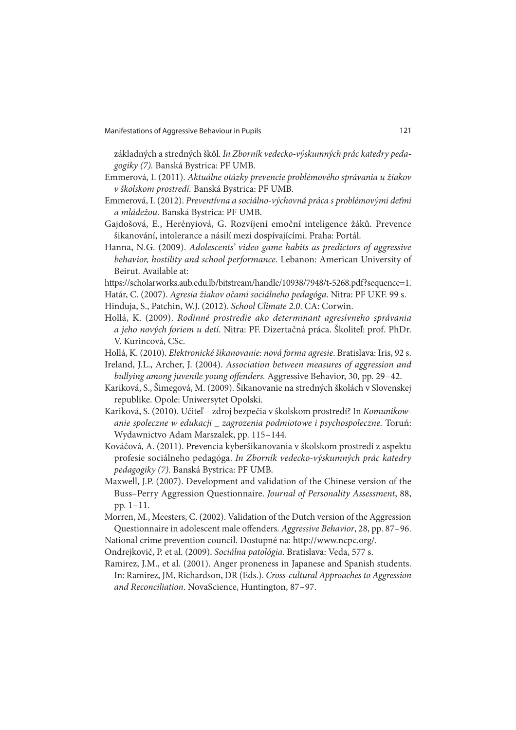základných a stredných škôl. *In Zborník vedecko-výskumných prác katedry pedagogiky (7).* Banská Bystrica: PF UMB.

Emmerová, I. (2011). *Aktuálne otázky prevencie problémového správania u žiakov v školskom prostredí.* Banská Bystrica: PF UMB.

Emmerová, I. (2012). *Preventívna a sociálno-výchovná práca s problémovými deťmi a mládežou.* Banská Bystrica: PF UMB.

Gajdošová, E., Herényiová, G. Rozvíjení emoční inteligence žáků. Prevence šikanování, intolerance a násilí mezi dospívajícími. Praha: Portál.

Hanna, N.G. (2009). *Adolescents' video game habits as predictors of aggressive behavior, hostility and school performance*. Lebanon: American University of Beirut. Available at:
https://scholarworks.aub.edu.lb/bitstream/handle/10938/7948/t-5268.pdf?sequence=1.

Határ, C. (2007). *Agresia žiakov očami sociálneho pedagóga*. Nitra: PF UKF. 99 s.

Hinduja, S., Patchin, W.J. (2012). *School Climate 2.0*. CA: Corwin.

Hollá, K. (2009). *Rodinné prostredie ako determinant agresívneho správania a jeho nových foriem u detí.* Nitra: PF. Dizertačná práca. Školiteľ: prof. PhDr. V. Kurincová, CSc.

Hollá, K. (2010). *Elektronické šikanovanie: nová forma agresie*. Bratislava: Iris, 92 s.

Ireland, J.L., Archer, J. (2004). *Association between measures of aggression and bullying among juvenile young offenders.* Aggressive Behavior, 30, pp. 29–42.

Kariková, S., Šimegová, M. (2009). Šikanovanie na stredných školách v Slovenskej republike. Opole: Uniwersytet Opolski.

Kariková, S. (2010). Učiteľ – zdroj bezpečia v školskom prostredí? In *Komunikowanie spoleczne w edukacji _ zagrozenia podmiotowe i psychospoleczne.* Toruń: Wydawnictwo Adam Marszalek, pp. 115–144.

Kováčová, A. (2011). Prevencia kyberšikanovania v školskom prostredí z aspektu profesie sociálneho pedagóga. *In Zborník vedecko-výskumných prác katedry pedagogiky (7).* Banská Bystrica: PF UMB.

Maxwell, J.P. (2007). Development and validation of the Chinese version of the Buss–Perry Aggression Questionnaire. *Journal of Personality Assessment*, 88, pp. 1–11.

Morren, M., Meesters, C. (2002). Validation of the Dutch version of the Aggression Questionnaire in adolescent male offenders. *Aggressive Behavior*, 28, pp. 87–96.

National crime prevention council. Dostupné na: http://www.ncpc.org/.

Ondrejkovič, P. et al. (2009). *Sociálna patológia*. Bratislava: Veda, 577 s.

Ramirez, J.M., et al. (2001). Anger proneness in Japanese and Spanish students. In: Ramirez, JM, Richardson, DR (Eds.). *Cross-cultural Approaches to Aggression and Reconciliation*. NovaScience, Huntington, 87–97.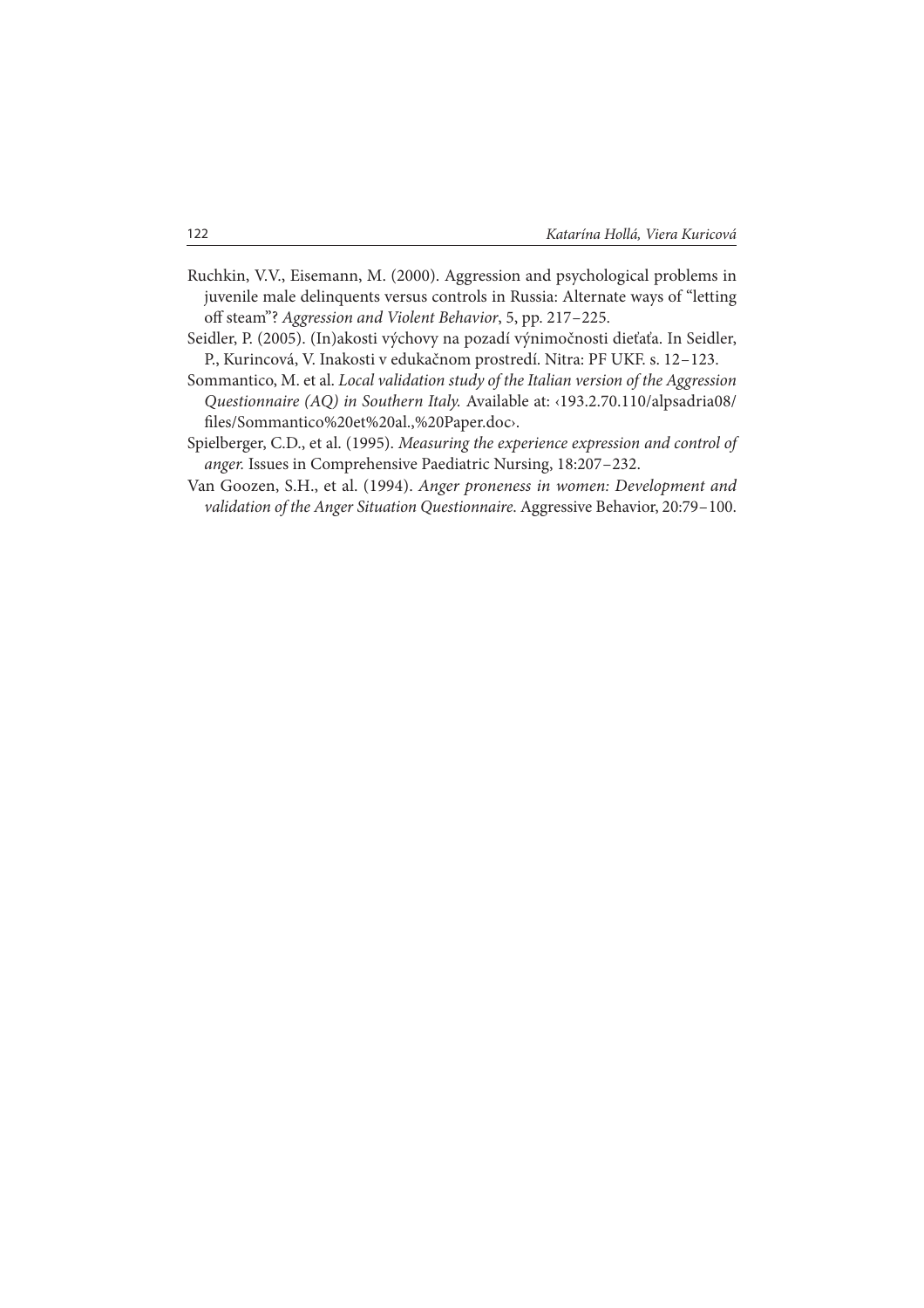Ruchkin, V.V., Eisemann, M. (2000). Aggression and psychological problems in juvenile male delinquents versus controls in Russia: Alternate ways of "letting off steam"? *Aggression and Violent Behavior*, 5, pp. 217–225.

Seidler, P. (2005). (In)akosti výchovy na pozadí výnimočnosti dieťaťa. In Seidler, P., Kurincová, V. Inakosti v edukačnom prostredí. Nitra: PF UKF. s. 12–123.

Sommantico, M. et al. *Local validation study of the Italian version of the Aggression Questionnaire (AQ) in Southern Italy.* Available at: ‹193.2.70.110/alpsadria08/files/Sommantico%20et%20al.,%20Paper.doc›.

Spielberger, C.D., et al. (1995). *Measuring the experience expression and control of anger.* Issues in Comprehensive Paediatric Nursing, 18:207–232.

Van Goozen, S.H., et al. (1994). *Anger proneness in women: Development and validation of the Anger Situation Questionnaire.* Aggressive Behavior, 20:79–100.